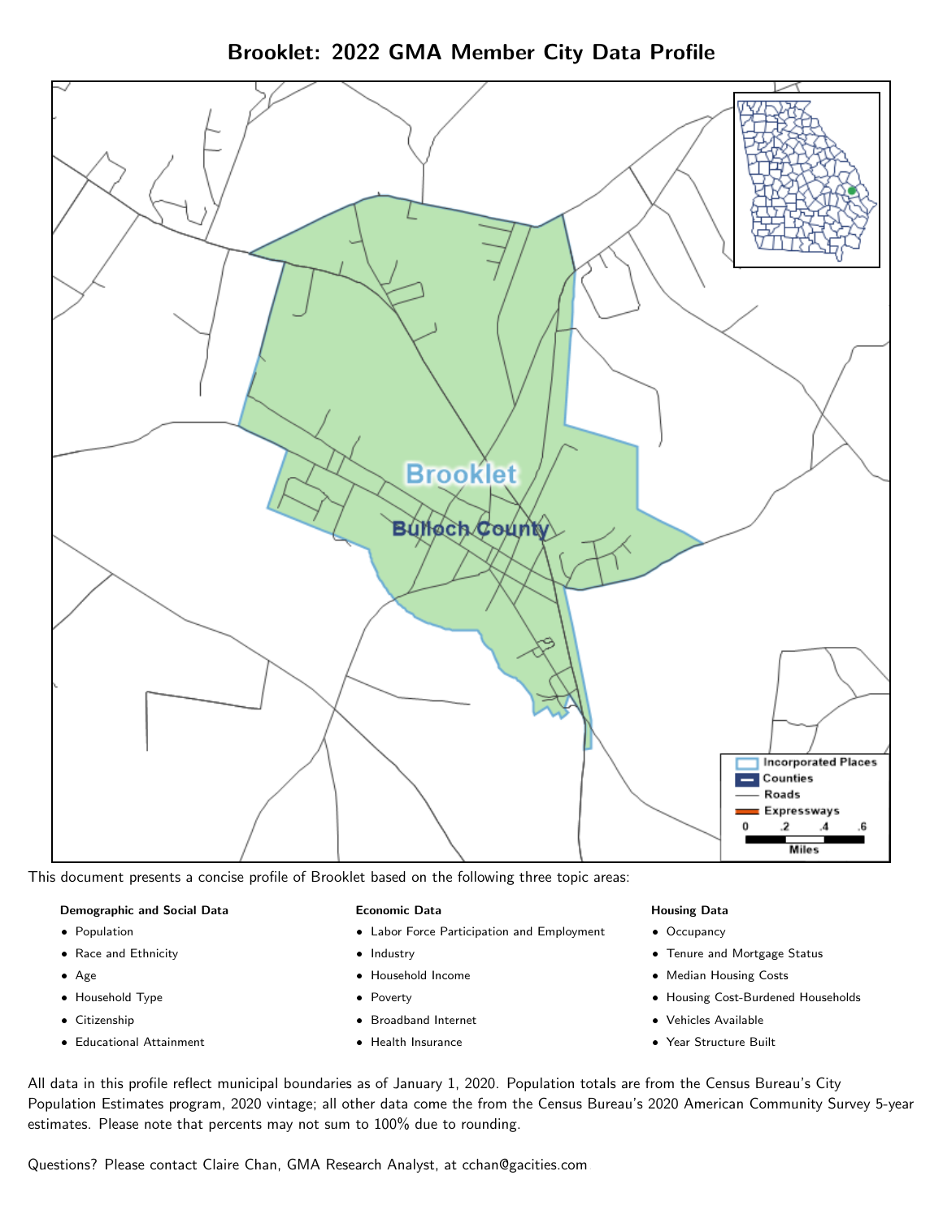# Brooklet: 2022 GMA Member City Data Profile

This document presents a concise profile of Brooklet based on the following three topic areas:

**Demographic and Social Data**

- Population
- Race and Ethnicity
- Age
- Household Type
- Citizenship
- Educational Attainment

**Economic Data**

- Labor Force Participation and Employment
- Industry
- Household Income
- Poverty
- Broadband Internet
- Health Insurance

**Housing Data**

- Occupancy
- Tenure and Mortgage Status
- Median Housing Costs
- Housing Cost-Burdened Households
- Vehicles Available
- Year Structure Built

All data in this profile reflect municipal boundaries as of January 1, 2020. Population totals are from the Census Bureau's City Population Estimates program, 2020 vintage; all other data come the from the Census Bureau's 2020 American Community Survey 5-year estimates. Please note that percents may not sum to 100% due to rounding.

Questions? Please contact Claire Chan, GMA Research Analyst, at cchan@gacities.com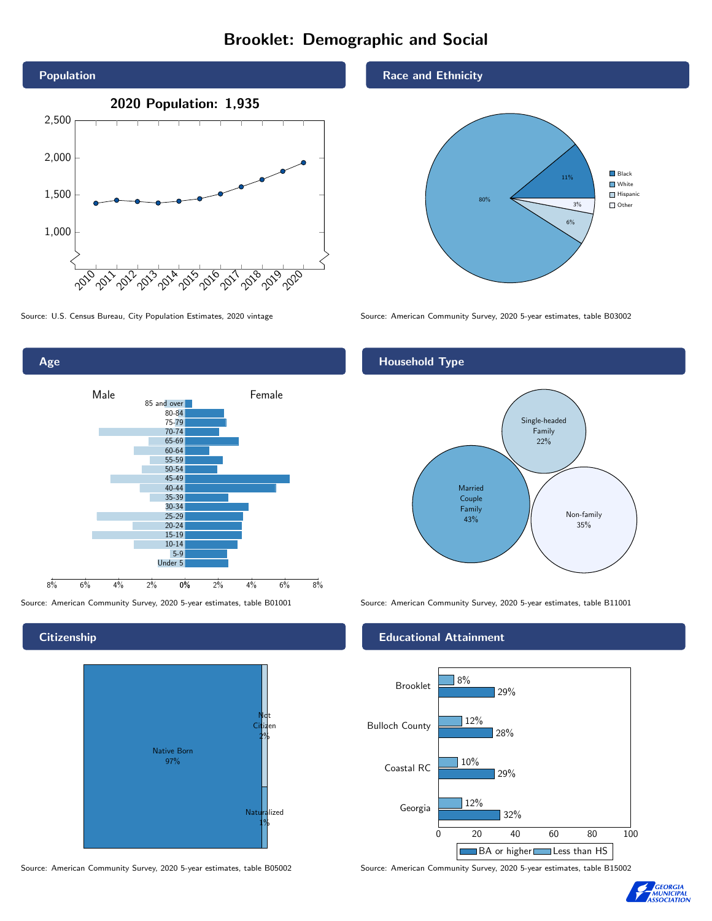# Brooklet: Demographic and Social

## Population

**2020 Population: 1,935**

Source: U.S. Census Bureau, City Population Estimates, 2020 vintage

## Race and Ethnicity

| Group | Percent |
| --- | --- |
| Black | 11% |
| White | 80% |
| Hispanic | 6% |
| Other | 3% |

Source: American Community Survey, 2020 5-year estimates, table B03002

## Age

Male / Female

Age groups: 85 and over, 80-84, 75-79, 70-74, 65-69, 60-64, 55-59, 50-54, 45-49, 40-44, 35-39, 30-34, 25-29, 20-24, 15-19, 10-14, 5-9, Under 5

Source: American Community Survey, 2020 5-year estimates, table B01001

## Household Type

| Household Type | Percent |
| --- | --- |
| Married Couple Family | 43% |
| Single-headed Family | 22% |
| Non-family | 35% |

Source: American Community Survey, 2020 5-year estimates, table B11001

## Citizenship

| Status | Percent |
| --- | --- |
| Native Born | 97% |
| Not Citizen | 2% |
| Naturalized | 1% |

Source: American Community Survey, 2020 5-year estimates, table B05002

## Educational Attainment

| Area | Less than HS | BA or higher |
| --- | --- | --- |
| Brooklet | 8% | 29% |
| Bulloch County | 12% | 28% |
| Coastal RC | 10% | 29% |
| Georgia | 12% | 32% |

Source: American Community Survey, 2020 5-year estimates, table B15002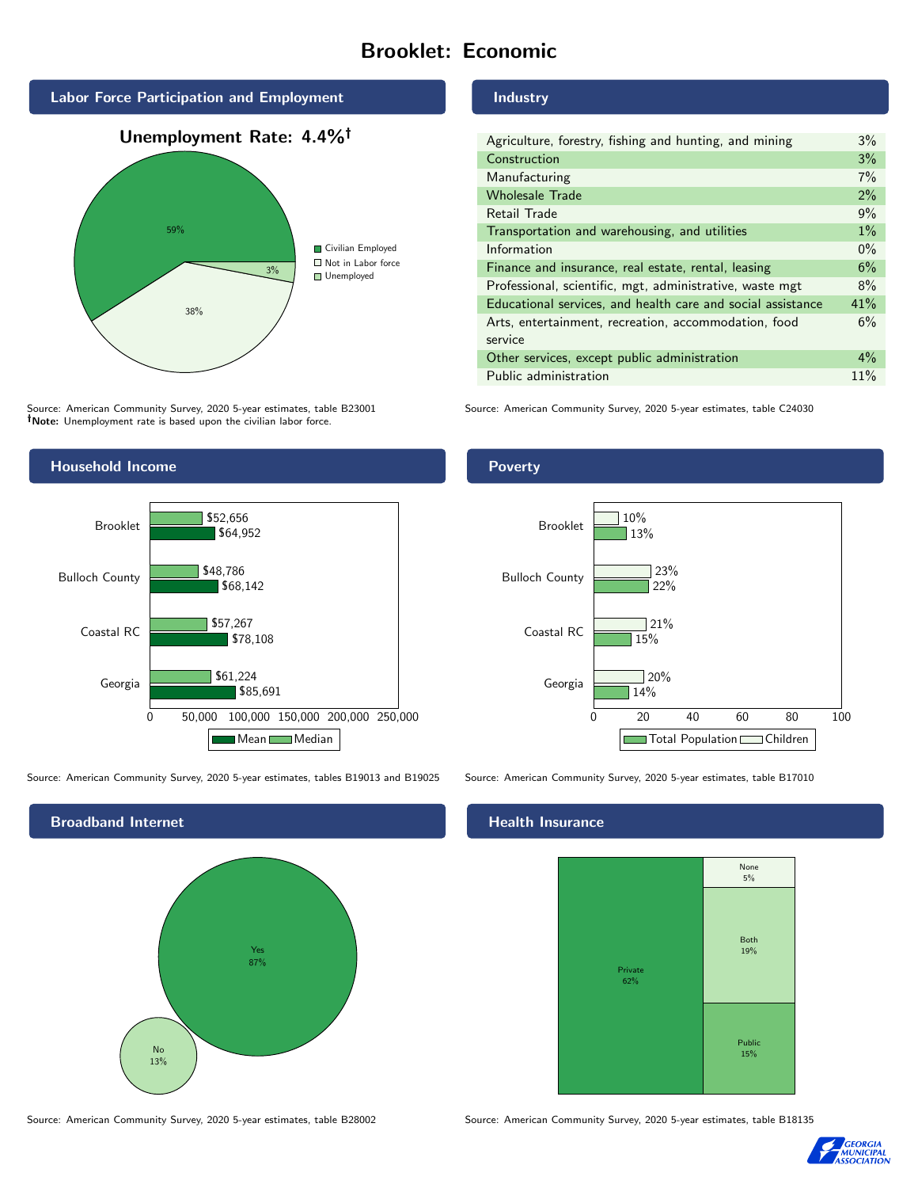# Brooklet: Economic

## Labor Force Participation and Employment

**Unemployment Rate: 4.4%†**

| Category | Percent |
|---|---|
| Civilian Employed | 59% |
| Not in Labor force | 38% |
| Unemployed | 3% |

Source: American Community Survey, 2020 5-year estimates, table B23001
†**Note:** Unemployment rate is based upon the civilian labor force.

## Industry

| Industry | Percent |
|---|---|
| Agriculture, forestry, fishing and hunting, and mining | 3% |
| Construction | 3% |
| Manufacturing | 7% |
| Wholesale Trade | 2% |
| Retail Trade | 9% |
| Transportation and warehousing, and utilities | 1% |
| Information | 0% |
| Finance and insurance, real estate, rental, leasing | 6% |
| Professional, scientific, mgt, administrative, waste mgt | 8% |
| Educational services, and health care and social assistance | 41% |
| Arts, entertainment, recreation, accommodation, food service | 6% |
| Other services, except public administration | 4% |
| Public administration | 11% |

Source: American Community Survey, 2020 5-year estimates, table C24030

## Household Income

| Area | Median | Mean |
|---|---|---|
| Brooklet | $52,656 | $64,952 |
| Bulloch County | $48,786 | $68,142 |
| Coastal RC | $57,267 | $78,108 |
| Georgia | $61,224 | $85,691 |

Source: American Community Survey, 2020 5-year estimates, tables B19013 and B19025

## Poverty

| Area | Children | Total Population |
|---|---|---|
| Brooklet | 10% | 13% |
| Bulloch County | 23% | 22% |
| Coastal RC | 21% | 15% |
| Georgia | 20% | 14% |

Source: American Community Survey, 2020 5-year estimates, table B17010

## Broadband Internet

| Response | Percent |
|---|---|
| Yes | 87% |
| No | 13% |

Source: American Community Survey, 2020 5-year estimates, table B28002

## Health Insurance

| Type | Percent |
|---|---|
| Private | 62% |
| None | 5% |
| Both | 19% |
| Public | 15% |

Source: American Community Survey, 2020 5-year estimates, table B18135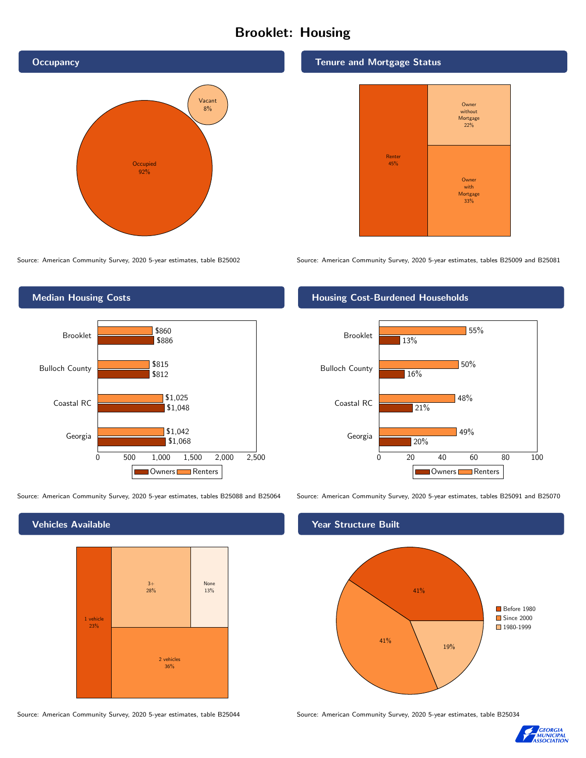# Brooklet: Housing

## Occupancy

Vacant
8%

Occupied
92%

Source: American Community Survey, 2020 5-year estimates, table B25002

## Tenure and Mortgage Status

Renter
45%

Owner without Mortgage
22%

Owner with Mortgage
33%

Source: American Community Survey, 2020 5-year estimates, tables B25009 and B25081

## Median Housing Costs

Brooklet
$860
$886

Bulloch County
$815
$812

Coastal RC
$1,025
$1,048

Georgia
$1,042
$1,068

0 500 1,000 1,500 2,000 2,500

Owners Renters

Source: American Community Survey, 2020 5-year estimates, tables B25088 and B25064

## Housing Cost-Burdened Households

Brooklet
55%
13%

Bulloch County
50%
16%

Coastal RC
48%
21%

Georgia
49%
20%

0 20 40 60 80 100

Owners Renters

Source: American Community Survey, 2020 5-year estimates, tables B25091 and B25070

## Vehicles Available

1 vehicle
23%

3+
28%

None
13%

2 vehicles
36%

Source: American Community Survey, 2020 5-year estimates, table B25044

## Year Structure Built

41%

41%

19%

Before 1980
Since 2000
1980-1999

Source: American Community Survey, 2020 5-year estimates, table B25034

GEORGIA MUNICIPAL ASSOCIATION